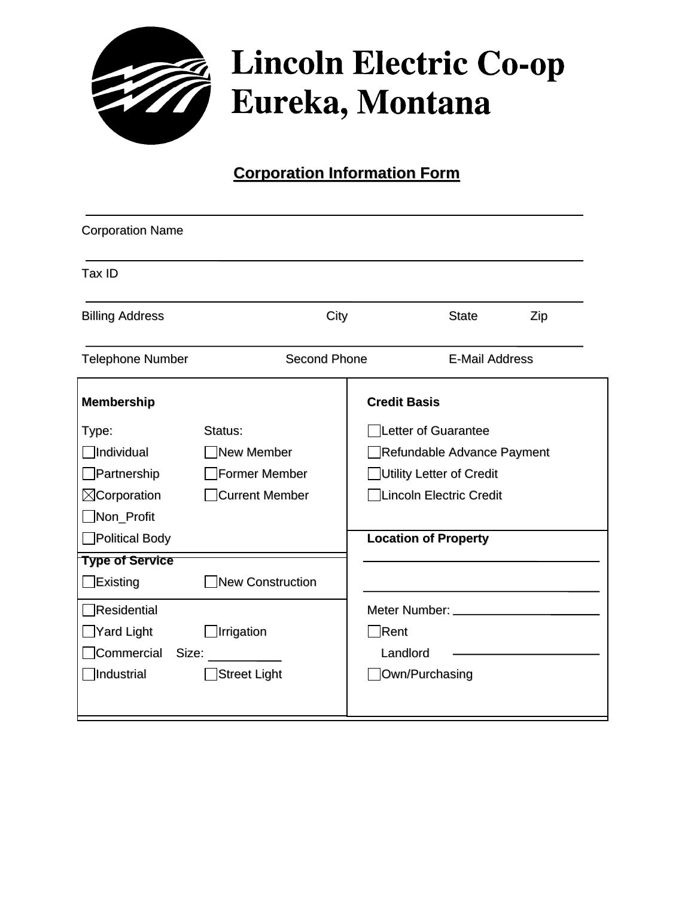# Lincoln Electric Co-op
# Eureka, Montana

## Corporation Information Form

Corporation Name

Tax ID

Billing Address City State Zip

Telephone Number Second Phone E-Mail Address

| **Membership** | | **Credit Basis** |
|---|---|---|
| Type: | Status: | ☐ Letter of Guarantee |
| ☐ Individual | ☐ New Member | ☐ Refundable Advance Payment |
| ☐ Partnership | ☐ Former Member | ☐ Utility Letter of Credit |
| ☒ Corporation | ☐ Current Member | ☐ Lincoln Electric Credit |
| ☐ Non_Profit | | |
| ☐ Political Body | | **Location of Property** |
| **Type of Service** | | |
| ☐ Existing | ☐ New Construction | |
| ☐ Residential | | Meter Number: ____________________ |
| ☐ Yard Light | ☐ Irrigation | ☐ Rent |
| ☐ Commercial Size: __________ | | Landlord ____________________ |
| ☐ Industrial | ☐ Street Light | ☐ Own/Purchasing |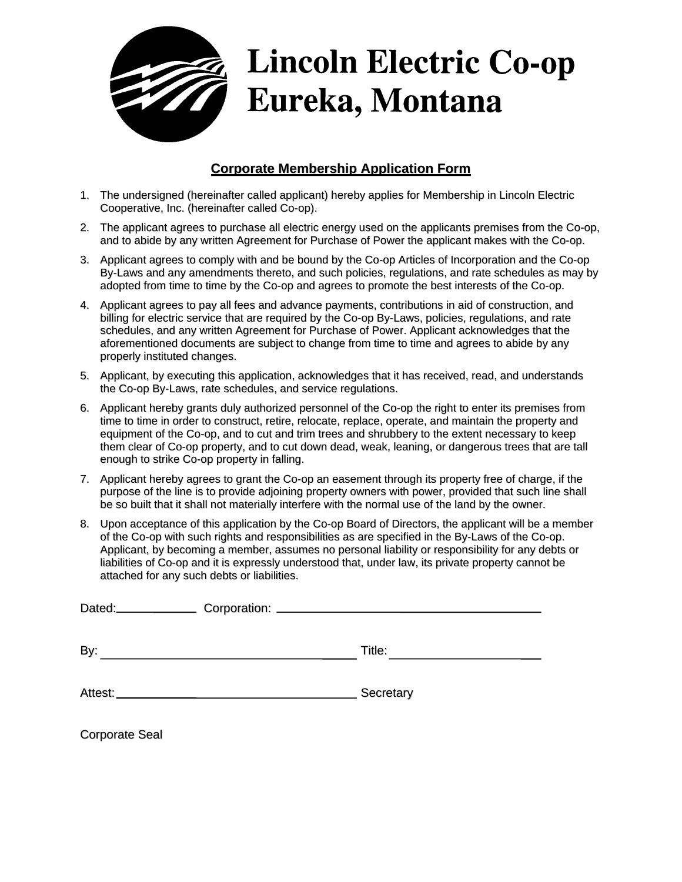# Lincoln Electric Co-op
# Eureka, Montana

## Corporate Membership Application Form

1. The undersigned (hereinafter called applicant) hereby applies for Membership in Lincoln Electric Cooperative, Inc. (hereinafter called Co-op).
2. The applicant agrees to purchase all electric energy used on the applicants premises from the Co-op, and to abide by any written Agreement for Purchase of Power the applicant makes with the Co-op.
3. Applicant agrees to comply with and be bound by the Co-op Articles of Incorporation and the Co-op By-Laws and any amendments thereto, and such policies, regulations, and rate schedules as may by adopted from time to time by the Co-op and agrees to promote the best interests of the Co-op.
4. Applicant agrees to pay all fees and advance payments, contributions in aid of construction, and billing for electric service that are required by the Co-op By-Laws, policies, regulations, and rate schedules, and any written Agreement for Purchase of Power. Applicant acknowledges that the aforementioned documents are subject to change from time to time and agrees to abide by any properly instituted changes.
5. Applicant, by executing this application, acknowledges that it has received, read, and understands the Co-op By-Laws, rate schedules, and service regulations.
6. Applicant hereby grants duly authorized personnel of the Co-op the right to enter its premises from time to time in order to construct, retire, relocate, replace, operate, and maintain the property and equipment of the Co-op, and to cut and trim trees and shrubbery to the extent necessary to keep them clear of Co-op property, and to cut down dead, weak, leaning, or dangerous trees that are tall enough to strike Co-op property in falling.
7. Applicant hereby agrees to grant the Co-op an easement through its property free of charge, if the purpose of the line is to provide adjoining property owners with power, provided that such line shall be so built that it shall not materially interfere with the normal use of the land by the owner.
8. Upon acceptance of this application by the Co-op Board of Directors, the applicant will be a member of the Co-op with such rights and responsibilities as are specified in the By-Laws of the Co-op. Applicant, by becoming a member, assumes no personal liability or responsibility for any debts or liabilities of Co-op and it is expressly understood that, under law, its private property cannot be attached for any such debts or liabilities.

Dated:____________ Corporation: ________________________________________

By: ______________________________________ Title: ______________________

Attest: ____________________________________ Secretary

Corporate Seal